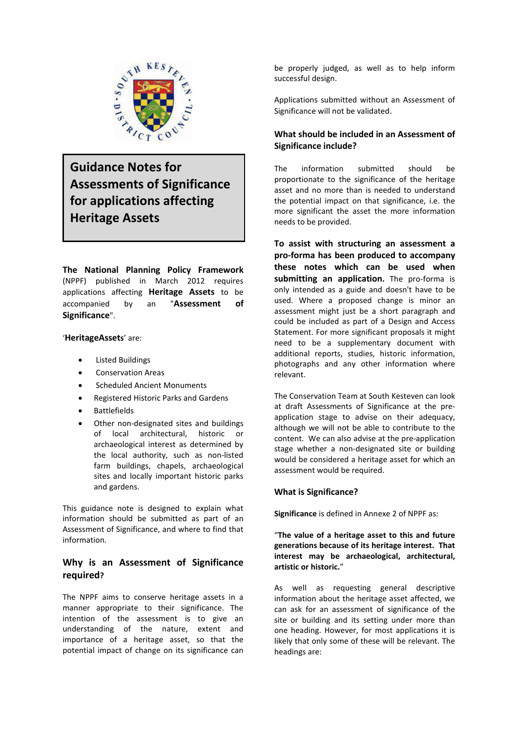# Guidance Notes for Assessments of Significance for applications affecting Heritage Assets

**The National Planning Policy Framework** (NPPF) published in March 2012 requires applications affecting **Heritage Assets** to be accompanied by an "**Assessment of Significance**".

'**HeritageAssets**' are:

- Listed Buildings
- Conservation Areas
- Scheduled Ancient Monuments
- Registered Historic Parks and Gardens
- Battlefields
- Other non-designated sites and buildings of local architectural, historic or archaeological interest as determined by the local authority, such as non-listed farm buildings, chapels, archaeological sites and locally important historic parks and gardens.

This guidance note is designed to explain what information should be submitted as part of an Assessment of Significance, and where to find that information.

## Why is an Assessment of Significance required?

The NPPF aims to conserve heritage assets in a manner appropriate to their significance. The intention of the assessment is to give an understanding of the nature, extent and importance of a heritage asset, so that the potential impact of change on its significance can be properly judged, as well as to help inform successful design.

Applications submitted without an Assessment of Significance will not be validated.

## What should be included in an Assessment of Significance include?

The information submitted should be proportionate to the significance of the heritage asset and no more than is needed to understand the potential impact on that significance, i.e. the more significant the asset the more information needs to be provided.

**To assist with structuring an assessment a pro-forma has been produced to accompany these notes which can be used when submitting an application.** The pro-forma is only intended as a guide and doesn't have to be used. Where a proposed change is minor an assessment might just be a short paragraph and could be included as part of a Design and Access Statement. For more significant proposals it might need to be a supplementary document with additional reports, studies, historic information, photographs and any other information where relevant.

The Conservation Team at South Kesteven can look at draft Assessments of Significance at the pre-application stage to advise on their adequacy, although we will not be able to contribute to the content. We can also advise at the pre-application stage whether a non-designated site or building would be considered a heritage asset for which an assessment would be required.

## What is Significance?

**Significance** is defined in Annexe 2 of NPPF as:

"**The value of a heritage asset to this and future generations because of its heritage interest. That interest may be archaeological, architectural, artistic or historic.**"

As well as requesting general descriptive information about the heritage asset affected, we can ask for an assessment of significance of the site or building and its setting under more than one heading. However, for most applications it is likely that only some of these will be relevant. The headings are: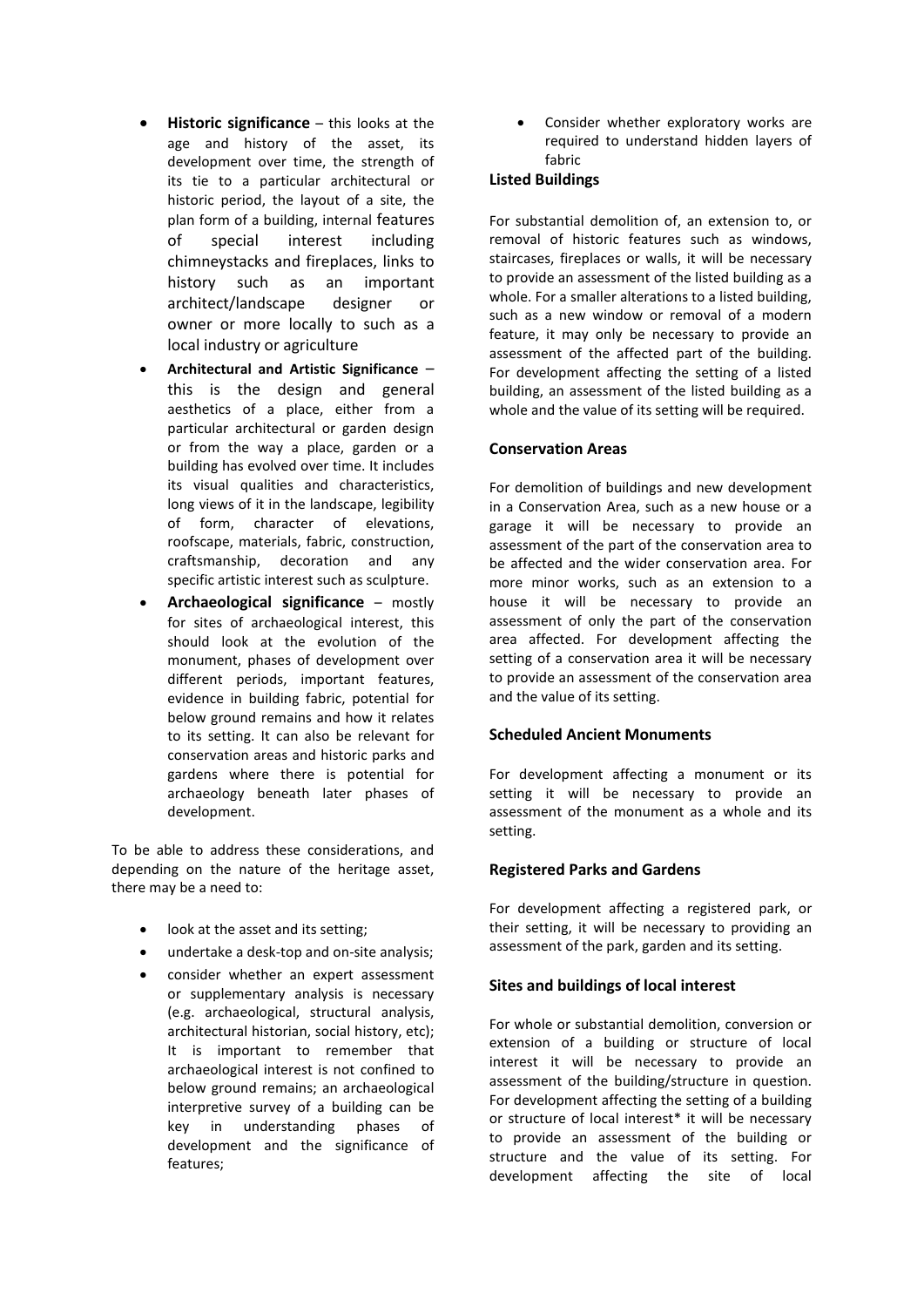- **Historic significance** – this looks at the age and history of the asset, its development over time, the strength of its tie to a particular architectural or historic period, the layout of a site, the plan form of a building, internal features of special interest including chimneystacks and fireplaces, links to history such as an important architect/landscape designer or owner or more locally to such as a local industry or agriculture
- **Architectural and Artistic Significance** – this is the design and general aesthetics of a place, either from a particular architectural or garden design or from the way a place, garden or a building has evolved over time. It includes its visual qualities and characteristics, long views of it in the landscape, legibility of form, character of elevations, roofscape, materials, fabric, construction, craftsmanship, decoration and any specific artistic interest such as sculpture.
- **Archaeological significance** – mostly for sites of archaeological interest, this should look at the evolution of the monument, phases of development over different periods, important features, evidence in building fabric, potential for below ground remains and how it relates to its setting. It can also be relevant for conservation areas and historic parks and gardens where there is potential for archaeology beneath later phases of development.

To be able to address these considerations, and depending on the nature of the heritage asset, there may be a need to:

- look at the asset and its setting;
- undertake a desk-top and on-site analysis;
- consider whether an expert assessment or supplementary analysis is necessary (e.g. archaeological, structural analysis, architectural historian, social history, etc); It is important to remember that archaeological interest is not confined to below ground remains; an archaeological interpretive survey of a building can be key in understanding phases of development and the significance of features;
- Consider whether exploratory works are required to understand hidden layers of fabric

**Listed Buildings**

For substantial demolition of, an extension to, or removal of historic features such as windows, staircases, fireplaces or walls, it will be necessary to provide an assessment of the listed building as a whole. For a smaller alterations to a listed building, such as a new window or removal of a modern feature, it may only be necessary to provide an assessment of the affected part of the building. For development affecting the setting of a listed building, an assessment of the listed building as a whole and the value of its setting will be required.

**Conservation Areas**

For demolition of buildings and new development in a Conservation Area, such as a new house or a garage it will be necessary to provide an assessment of the part of the conservation area to be affected and the wider conservation area. For more minor works, such as an extension to a house it will be necessary to provide an assessment of only the part of the conservation area affected. For development affecting the setting of a conservation area it will be necessary to provide an assessment of the conservation area and the value of its setting.

**Scheduled Ancient Monuments**

For development affecting a monument or its setting it will be necessary to provide an assessment of the monument as a whole and its setting.

**Registered Parks and Gardens**

For development affecting a registered park, or their setting, it will be necessary to providing an assessment of the park, garden and its setting.

**Sites and buildings of local interest**

For whole or substantial demolition, conversion or extension of a building or structure of local interest it will be necessary to provide an assessment of the building/structure in question. For development affecting the setting of a building or structure of local interest* it will be necessary to provide an assessment of the building or structure and the value of its setting. For development affecting the site of local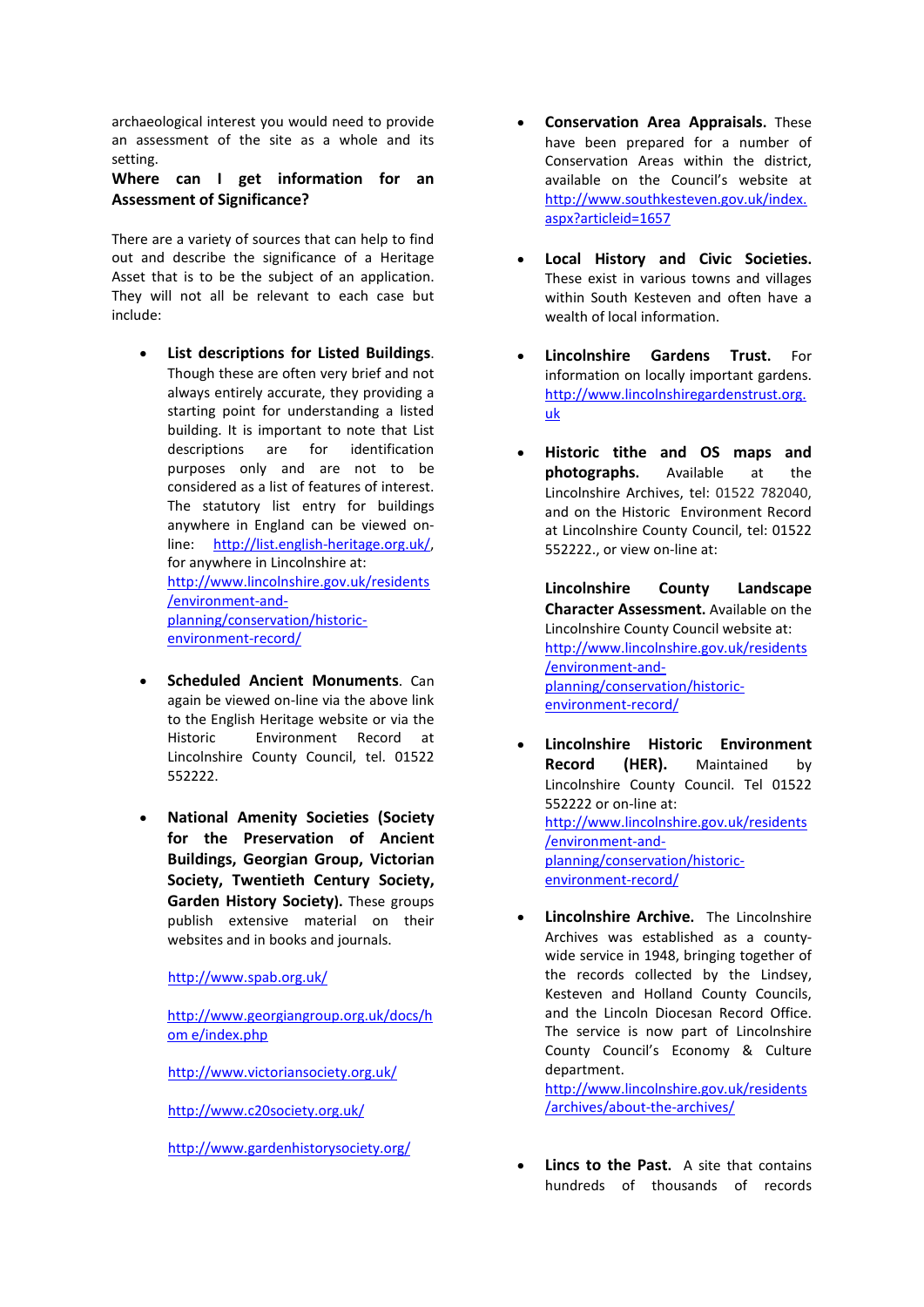archaeological interest you would need to provide an assessment of the site as a whole and its setting.

**Where can I get information for an Assessment of Significance?**

There are a variety of sources that can help to find out and describe the significance of a Heritage Asset that is to be the subject of an application. They will not all be relevant to each case but include:

- **List descriptions for Listed Buildings**. Though these are often very brief and not always entirely accurate, they providing a starting point for understanding a listed building. It is important to note that List descriptions are for identification purposes only and are not to be considered as a list of features of interest. The statutory list entry for buildings anywhere in England can be viewed on-line: http://list.english-heritage.org.uk/, for anywhere in Lincolnshire at: http://www.lincolnshire.gov.uk/residents/environment-and-planning/conservation/historic-environment-record/

- **Scheduled Ancient Monuments**. Can again be viewed on-line via the above link to the English Heritage website or via the Historic Environment Record at Lincolnshire County Council, tel. 01522 552222.

- **National Amenity Societies (Society for the Preservation of Ancient Buildings, Georgian Group, Victorian Society, Twentieth Century Society, Garden History Society).** These groups publish extensive material on their websites and in books and journals.

  http://www.spab.org.uk/

  http://www.georgiangroup.org.uk/docs/hom e/index.php

  http://www.victoriansociety.org.uk/

  http://www.c20society.org.uk/

  http://www.gardenhistorysociety.org/

- **Conservation Area Appraisals.** These have been prepared for a number of Conservation Areas within the district, available on the Council's website at http://www.southkesteven.gov.uk/index.aspx?articleid=1657

- **Local History and Civic Societies.** These exist in various towns and villages within South Kesteven and often have a wealth of local information.

- **Lincolnshire Gardens Trust.** For information on locally important gardens. http://www.lincolnshiregardenstrust.org.uk

- **Historic tithe and OS maps and photographs.** Available at the Lincolnshire Archives, tel: 01522 782040, and on the Historic Environment Record at Lincolnshire County Council, tel: 01522 552222., or view on-line at:

  **Lincolnshire County Landscape Character Assessment.** Available on the Lincolnshire County Council website at: http://www.lincolnshire.gov.uk/residents/environment-and-planning/conservation/historic-environment-record/

- **Lincolnshire Historic Environment Record (HER).** Maintained by Lincolnshire County Council. Tel 01522 552222 or on-line at: http://www.lincolnshire.gov.uk/residents/environment-and-planning/conservation/historic-environment-record/

- **Lincolnshire Archive.** The Lincolnshire Archives was established as a county-wide service in 1948, bringing together of the records collected by the Lindsey, Kesteven and Holland County Councils, and the Lincoln Diocesan Record Office. The service is now part of Lincolnshire County Council's Economy & Culture department. http://www.lincolnshire.gov.uk/residents/archives/about-the-archives/

- **Lincs to the Past.** A site that contains hundreds of thousands of records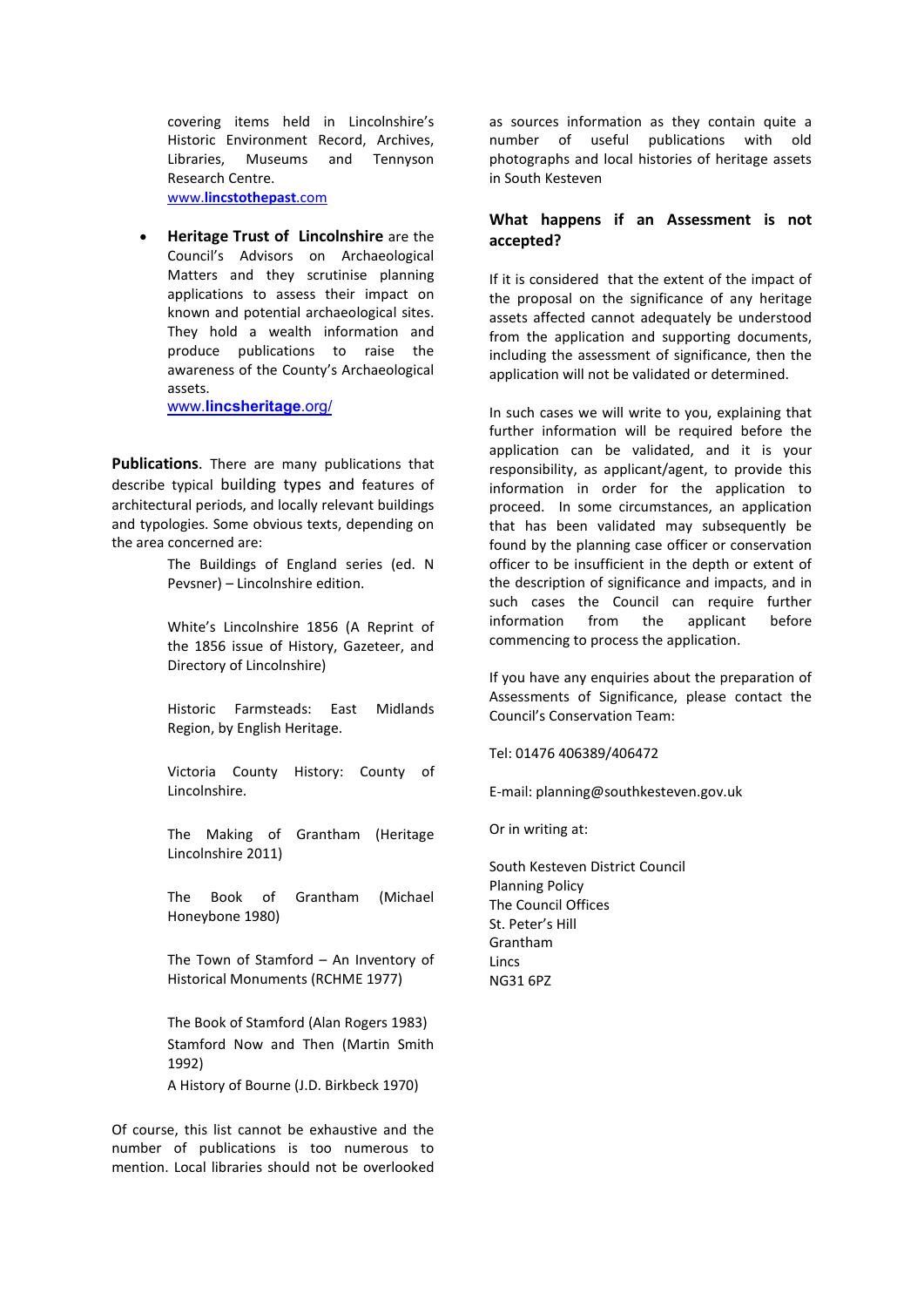covering items held in Lincolnshire's Historic Environment Record, Archives, Libraries, Museums and Tennyson Research Centre.
www.lincstothepast.com

- **Heritage Trust of Lincolnshire** are the Council's Advisors on Archaeological Matters and they scrutinise planning applications to assess their impact on known and potential archaeological sites. They hold a wealth information and produce publications to raise the awareness of the County's Archaeological assets.
www.lincsheritage.org/

**Publications**. There are many publications that describe typical building types and features of architectural periods, and locally relevant buildings and typologies. Some obvious texts, depending on the area concerned are:

The Buildings of England series (ed. N Pevsner) – Lincolnshire edition.

White's Lincolnshire 1856 (A Reprint of the 1856 issue of History, Gazeteer, and Directory of Lincolnshire)

Historic Farmsteads: East Midlands Region, by English Heritage.

Victoria County History: County of Lincolnshire.

The Making of Grantham (Heritage Lincolnshire 2011)

The Book of Grantham (Michael Honeybone 1980)

The Town of Stamford – An Inventory of Historical Monuments (RCHME 1977)

The Book of Stamford (Alan Rogers 1983)
Stamford Now and Then (Martin Smith 1992)
A History of Bourne (J.D. Birkbeck 1970)

Of course, this list cannot be exhaustive and the number of publications is too numerous to mention. Local libraries should not be overlooked as sources information as they contain quite a number of useful publications with old photographs and local histories of heritage assets in South Kesteven

## What happens if an Assessment is not accepted?

If it is considered that the extent of the impact of the proposal on the significance of any heritage assets affected cannot adequately be understood from the application and supporting documents, including the assessment of significance, then the application will not be validated or determined.

In such cases we will write to you, explaining that further information will be required before the application can be validated, and it is your responsibility, as applicant/agent, to provide this information in order for the application to proceed. In some circumstances, an application that has been validated may subsequently be found by the planning case officer or conservation officer to be insufficient in the depth or extent of the description of significance and impacts, and in such cases the Council can require further information from the applicant before commencing to process the application.

If you have any enquiries about the preparation of Assessments of Significance, please contact the Council's Conservation Team:

Tel: 01476 406389/406472

E-mail: planning@southkesteven.gov.uk

Or in writing at:

South Kesteven District Council
Planning Policy
The Council Offices
St. Peter's Hill
Grantham
Lincs
NG31 6PZ